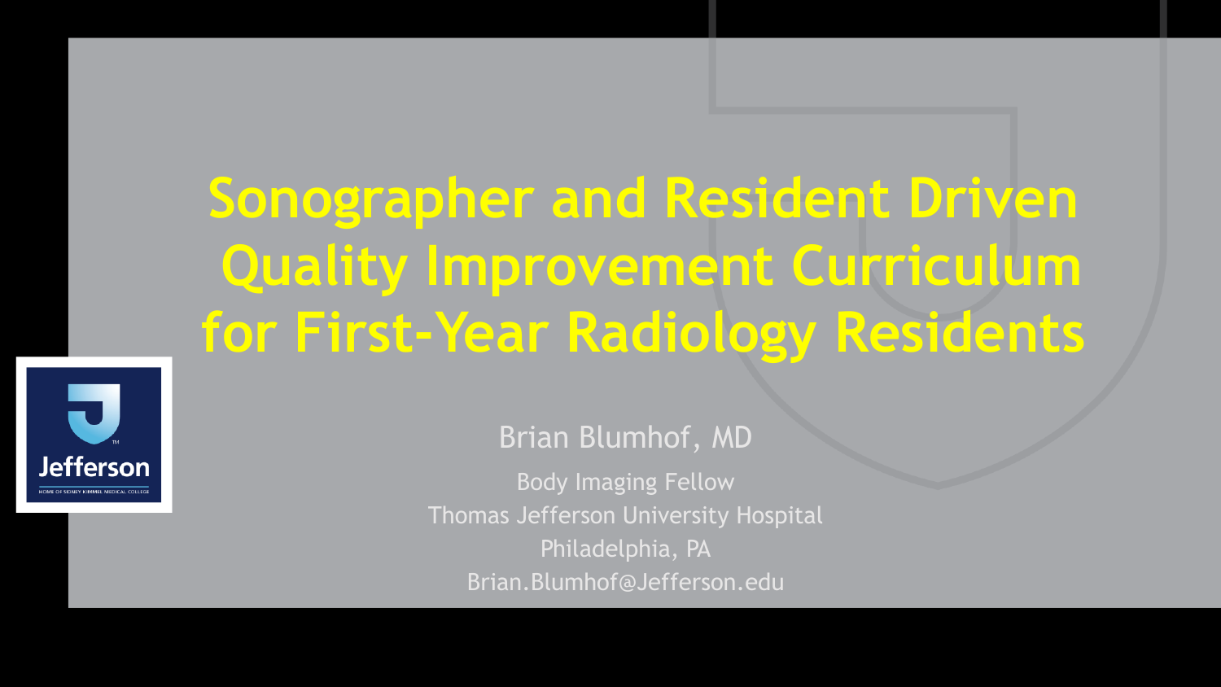# Sonographer and Resident Driven Quality Improvement Curriculum for First-Year Radiology Residents

Brian Blumhof, MD

Body Imaging Fellow

Thomas Jefferson University Hospital

Philadelphia, PA

Brian.Blumhof@Jefferson.edu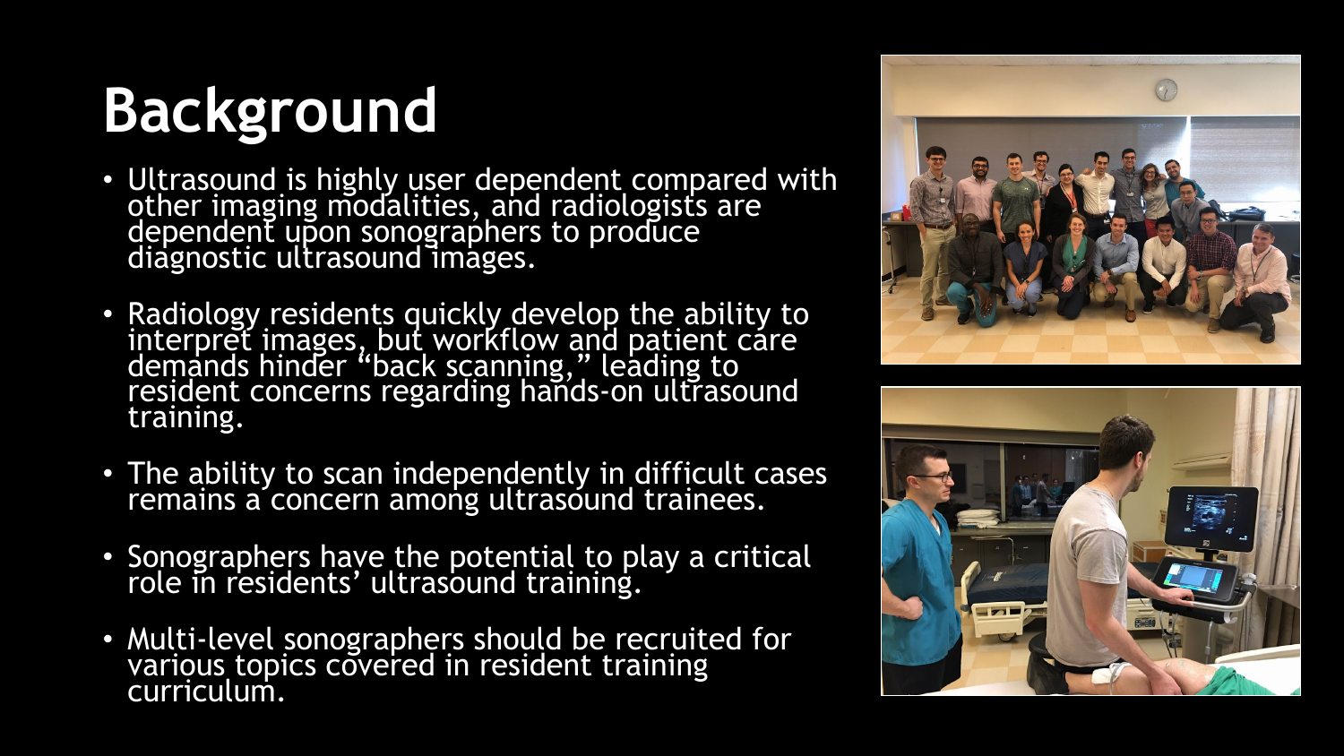# Background

- Ultrasound is highly user dependent compared with other imaging modalities, and radiologists are dependent upon sonographers to produce diagnostic ultrasound images.
- Radiology residents quickly develop the ability to interpret images, but workflow and patient care demands hinder "back scanning," leading to resident concerns regarding hands-on ultrasound training.
- The ability to scan independently in difficult cases remains a concern among ultrasound trainees.
- Sonographers have the potential to play a critical role in residents' ultrasound training.
- Multi-level sonographers should be recruited for various topics covered in resident training curriculum.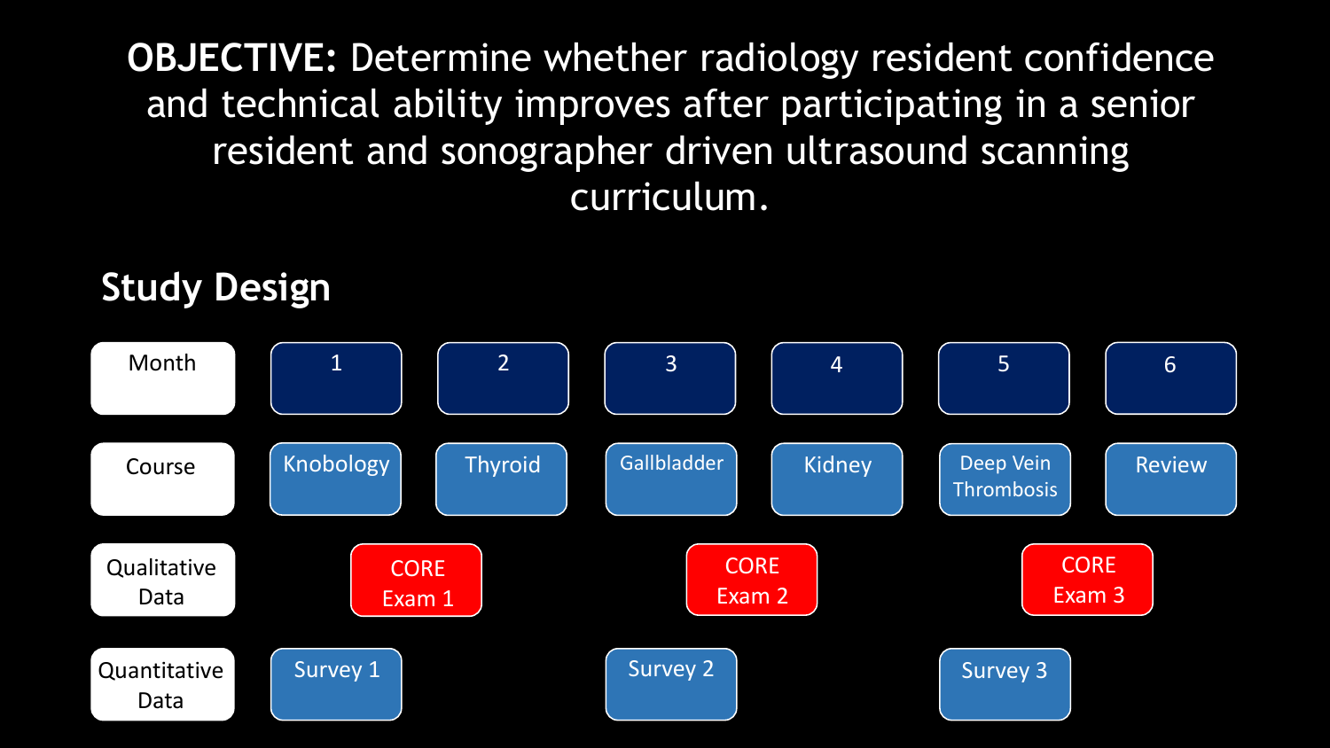**OBJECTIVE:** Determine whether radiology resident confidence and technical ability improves after participating in a senior resident and sonographer driven ultrasound scanning curriculum.

## Study Design

| Month | 1 | 2 | 3 | 4 | 5 | 6 |
| --- | --- | --- | --- | --- | --- | --- |
| Course | Knobology | Thyroid | Gallbladder | Kidney | Deep Vein Thrombosis | Review |
| Qualitative Data | CORE Exam 1 | | CORE Exam 2 | | CORE Exam 3 | |
| Quantitative Data | Survey 1 | | Survey 2 | | Survey 3 | |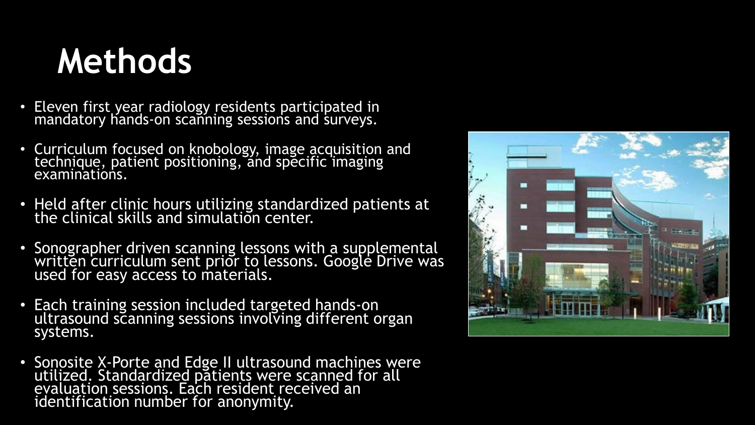# Methods

- Eleven first year radiology residents participated in mandatory hands-on scanning sessions and surveys.
- Curriculum focused on knobology, image acquisition and technique, patient positioning, and specific imaging examinations.
- Held after clinic hours utilizing standardized patients at the clinical skills and simulation center.
- Sonographer driven scanning lessons with a supplemental written curriculum sent prior to lessons. Google Drive was used for easy access to materials.
- Each training session included targeted hands-on ultrasound scanning sessions involving different organ systems.
- Sonosite X-Porte and Edge II ultrasound machines were utilized. Standardized patients were scanned for all evaluation sessions. Each resident received an identification number for anonymity.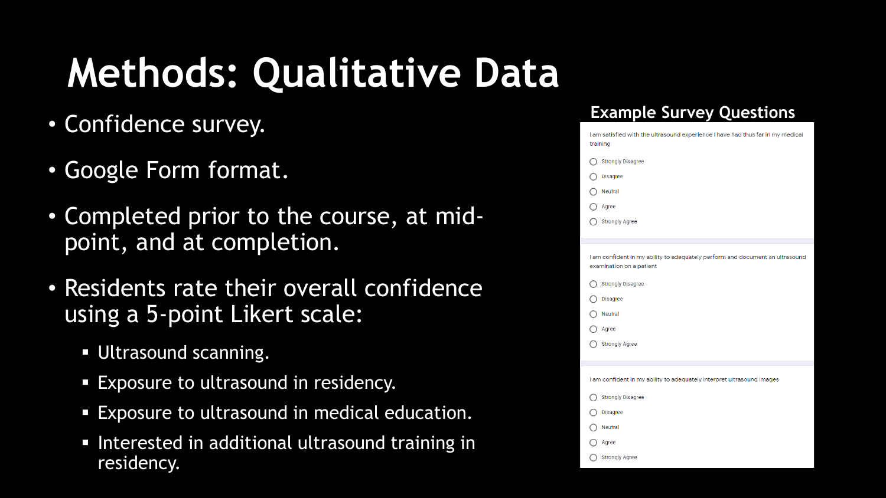# Methods: Qualitative Data

- Confidence survey.
- Google Form format.
- Completed prior to the course, at mid-point, and at completion.
- Residents rate their overall confidence using a 5-point Likert scale:
  - Ultrasound scanning.
  - Exposure to ultrasound in residency.
  - Exposure to ultrasound in medical education.
  - Interested in additional ultrasound training in residency.

## Example Survey Questions

I am satisfied with the ultrasound experience I have had thus far in my medical training

- Strongly Disagree
- Disagree
- Neutral
- Agree
- Strongly Agree

I am confident in my ability to adequately perform and document an ultrasound examination on a patient

- Strongly Disagree
- Disagree
- Neutral
- Agree
- Strongly Agree

I am confident in my ability to adequately interpret ultrasound images

- Strongly Disagree
- Disagree
- Neutral
- Agree
- Strongly Agree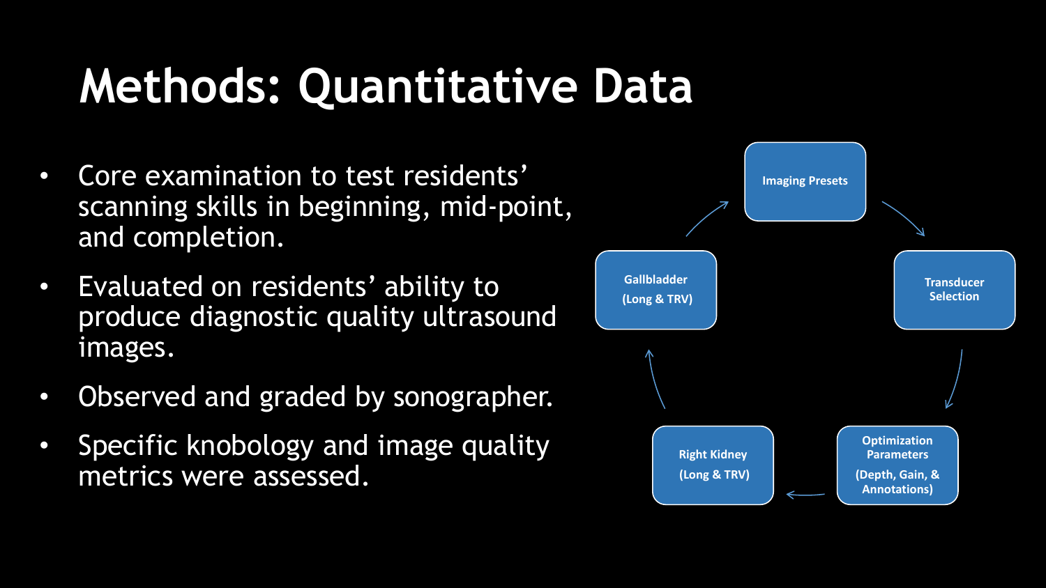# Methods: Quantitative Data

- Core examination to test residents' scanning skills in beginning, mid-point, and completion.
- Evaluated on residents' ability to produce diagnostic quality ultrasound images.
- Observed and graded by sonographer.
- Specific knobology and image quality metrics were assessed.

Imaging Presets → Transducer Selection → Optimization Parameters (Depth, Gain, & Annotations) → Right Kidney (Long & TRV) → Gallbladder (Long & TRV) → Imaging Presets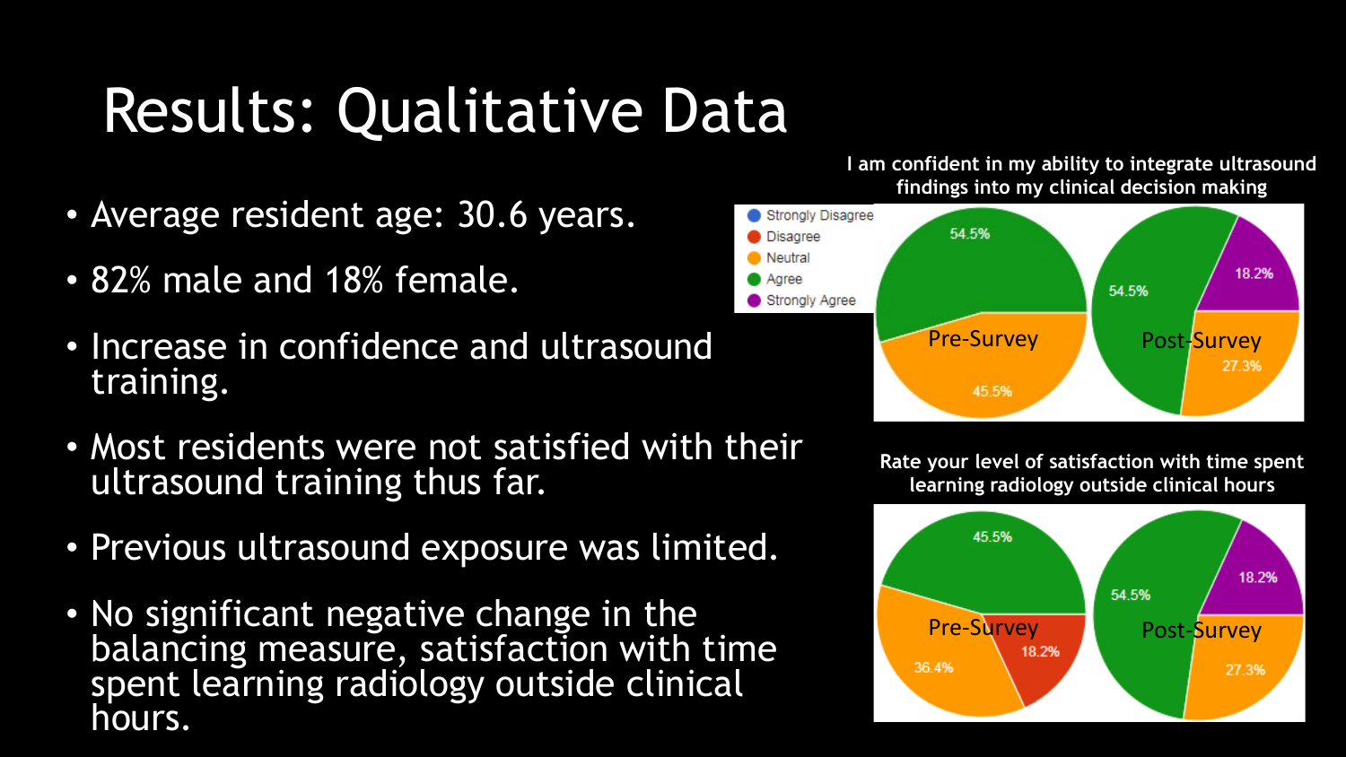# Results: Qualitative Data

- Average resident age: 30.6 years.
- 82% male and 18% female.
- Increase in confidence and ultrasound training.
- Most residents were not satisfied with their ultrasound training thus far.
- Previous ultrasound exposure was limited.
- No significant negative change in the balancing measure, satisfaction with time spent learning radiology outside clinical hours.

**I am confident in my ability to integrate ultrasound findings into my clinical decision making**

Legend: Strongly Disagree, Disagree, Neutral, Agree, Strongly Agree

| | Pre-Survey | Post-Survey |
|---|---|---|
| Agree | 54.5% | 54.5% |
| Neutral | 45.5% | 27.3% |
| Strongly Agree | | 18.2% |

**Rate your level of satisfaction with time spent learning radiology outside clinical hours**

| | Pre-Survey | Post-Survey |
|---|---|---|
| Agree | 45.5% | 54.5% |
| Neutral | 36.4% | 27.3% |
| Disagree | 18.2% | |
| Strongly Agree | | 18.2% |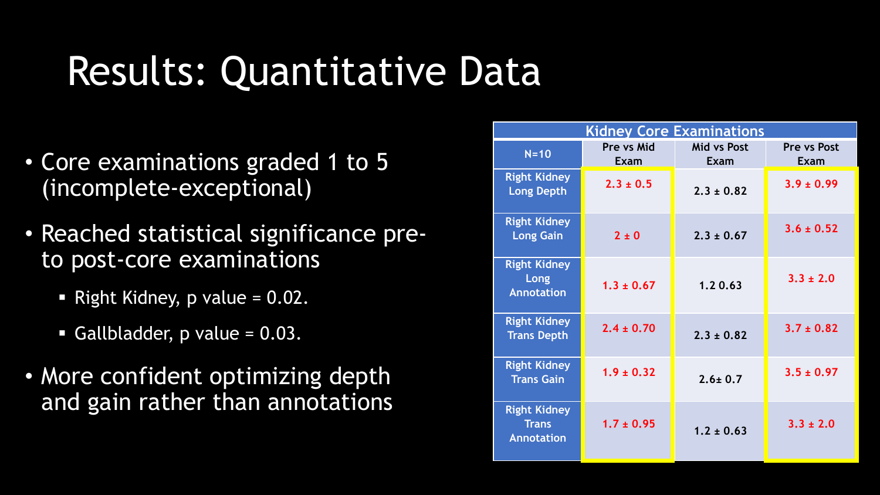# Results: Quantitative Data

- Core examinations graded 1 to 5 (incomplete-exceptional)
- Reached statistical significance pre- to post-core examinations
  - Right Kidney, p value = 0.02.
  - Gallbladder, p value = 0.03.
- More confident optimizing depth and gain rather than annotations

| Kidney Core Examinations | | | |
|---|---|---|---|
| N=10 | Pre vs Mid Exam | Mid vs Post Exam | Pre vs Post Exam |
| Right Kidney Long Depth | 2.3 ± 0.5 | 2.3 ± 0.82 | 3.9 ± 0.99 |
| Right Kidney Long Gain | 2 ± 0 | 2.3 ± 0.67 | 3.6 ± 0.52 |
| Right Kidney Long Annotation | 1.3 ± 0.67 | 1.2 0.63 | 3.3 ± 2.0 |
| Right Kidney Trans Depth | 2.4 ± 0.70 | 2.3 ± 0.82 | 3.7 ± 0.82 |
| Right Kidney Trans Gain | 1.9 ± 0.32 | 2.6± 0.7 | 3.5 ± 0.97 |
| Right Kidney Trans Annotation | 1.7 ± 0.95 | 1.2 ± 0.63 | 3.3 ± 2.0 |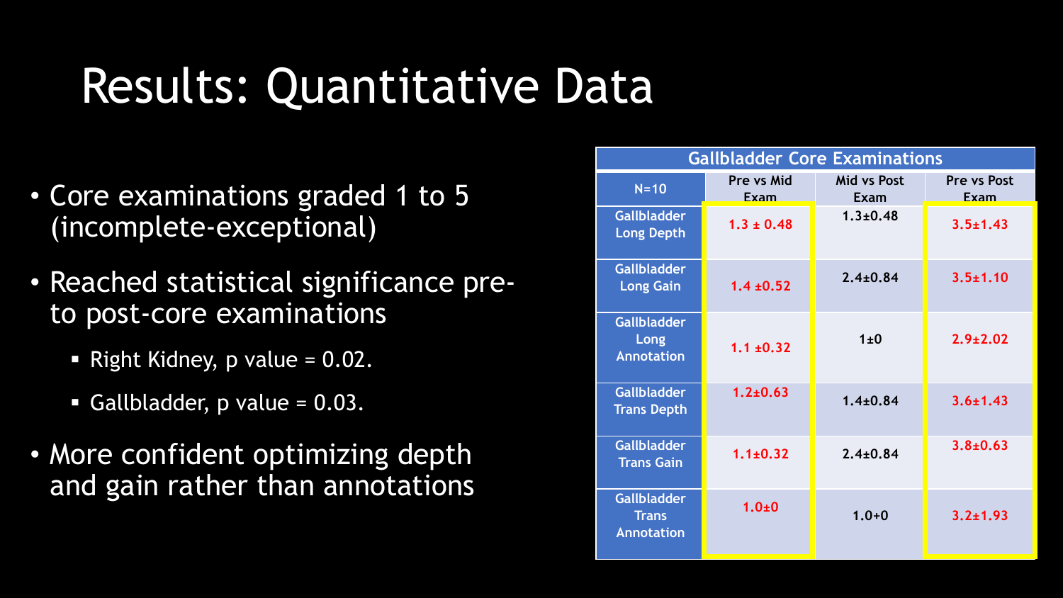# Results: Quantitative Data

- Core examinations graded 1 to 5 (incomplete-exceptional)
- Reached statistical significance pre- to post-core examinations
  - Right Kidney, p value = 0.02.
  - Gallbladder, p value = 0.03.
- More confident optimizing depth and gain rather than annotations

| Gallbladder Core Examinations | | | |
|---|---|---|---|
| N=10 | Pre vs Mid Exam | Mid vs Post Exam | Pre vs Post Exam |
| Gallbladder Long Depth | 1.3 ± 0.48 | 1.3±0.48 | 3.5±1.43 |
| Gallbladder Long Gain | 1.4 ±0.52 | 2.4±0.84 | 3.5±1.10 |
| Gallbladder Long Annotation | 1.1 ±0.32 | 1±0 | 2.9±2.02 |
| Gallbladder Trans Depth | 1.2±0.63 | 1.4±0.84 | 3.6±1.43 |
| Gallbladder Trans Gain | 1.1±0.32 | 2.4±0.84 | 3.8±0.63 |
| Gallbladder Trans Annotation | 1.0±0 | 1.0+0 | 3.2±1.93 |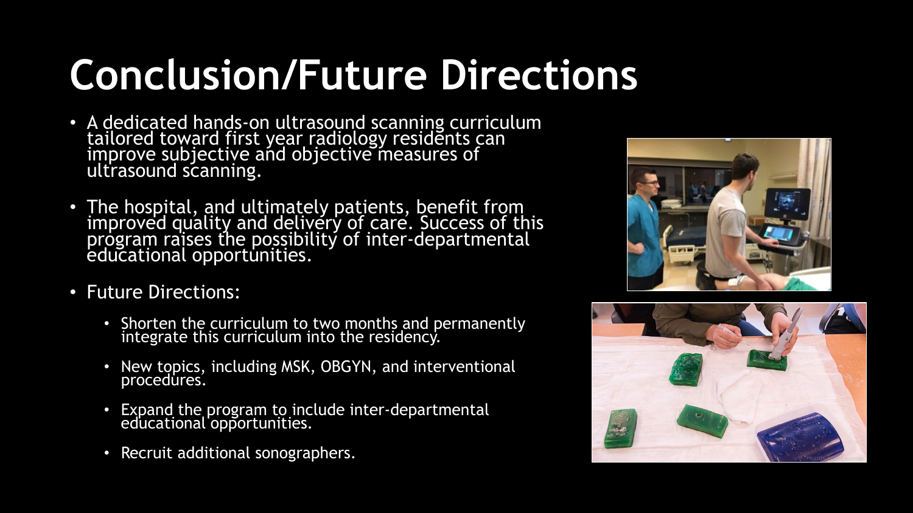# Conclusion/Future Directions

- A dedicated hands-on ultrasound scanning curriculum tailored toward first year radiology residents can improve subjective and objective measures of ultrasound scanning.
- The hospital, and ultimately patients, benefit from improved quality and delivery of care. Success of this program raises the possibility of inter-departmental educational opportunities.
- Future Directions:
  - Shorten the curriculum to two months and permanently integrate this curriculum into the residency.
  - New topics, including MSK, OBGYN, and interventional procedures.
  - Expand the program to include inter-departmental educational opportunities.
  - Recruit additional sonographers.